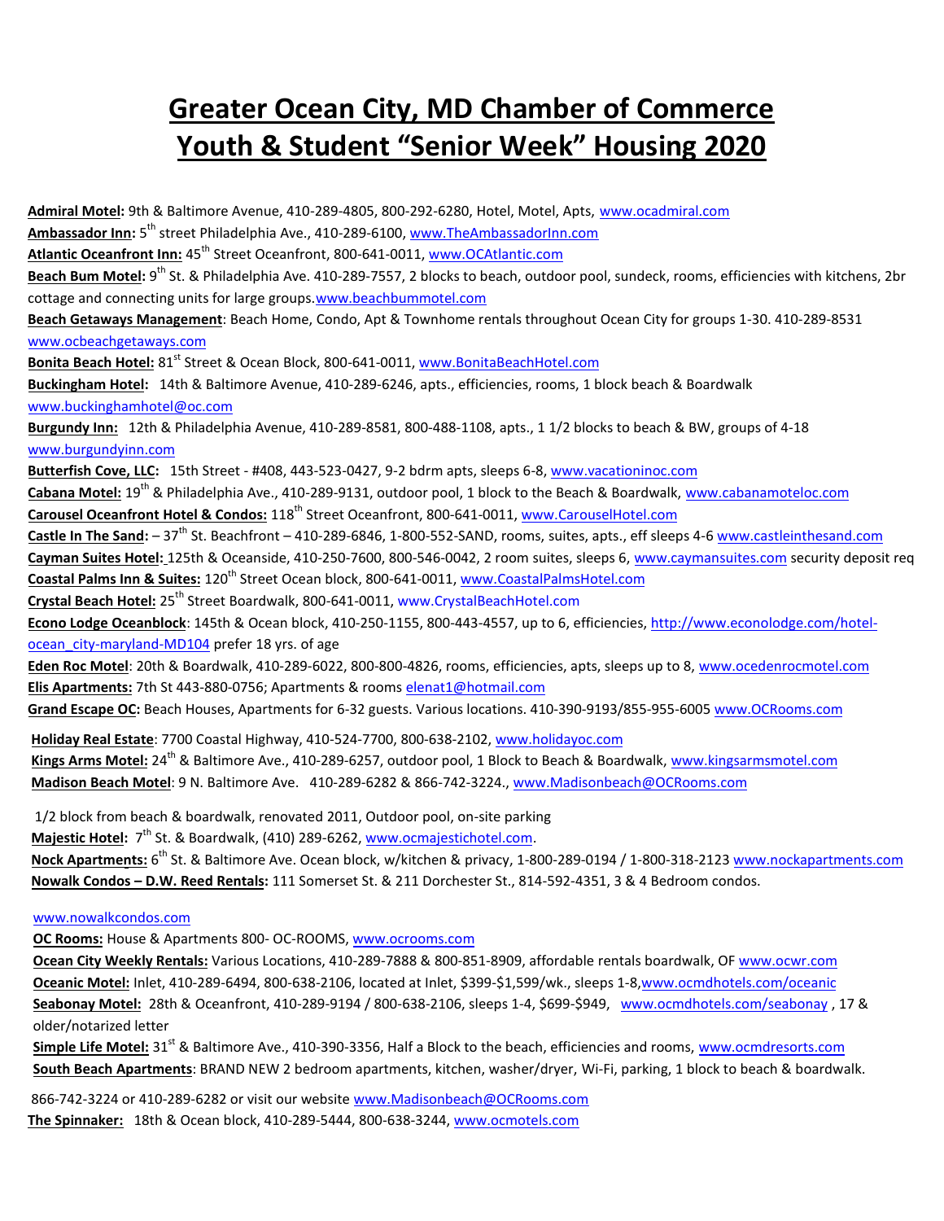# Greater Ocean City, MD Chamber of Commerce Youth & Student "Senior Week" Housing 2020

**Admiral Motel:** 9th & Baltimore Avenue, 410-289-4805, 800-292-6280, Hotel, Motel, Apts, www.ocadmiral.com

**Ambassador Inn:** 5th street Philadelphia Ave., 410-289-6100, www.TheAmbassadorInn.com

**Atlantic Oceanfront Inn:** 45th Street Oceanfront, 800-641-0011, www.OCAtlantic.com

**Beach Bum Motel:** 9th St. & Philadelphia Ave. 410-289-7557, 2 blocks to beach, outdoor pool, sundeck, rooms, efficiencies with kitchens, 2br cottage and connecting units for large groups.www.beachbummotel.com

**Beach Getaways Management**: Beach Home, Condo, Apt & Townhome rentals throughout Ocean City for groups 1-30. 410-289-8531 www.ocbeachgetaways.com

**Bonita Beach Hotel:** 81st Street & Ocean Block, 800-641-0011, www.BonitaBeachHotel.com

**Buckingham Hotel:** 14th & Baltimore Avenue, 410-289-6246, apts., efficiencies, rooms, 1 block beach & Boardwalk www.buckinghamhotel@oc.com

**Burgundy Inn:** 12th & Philadelphia Avenue, 410-289-8581, 800-488-1108, apts., 1 1/2 blocks to beach & BW, groups of 4-18 www.burgundyinn.com

**Butterfish Cove, LLC:** 15th Street - #408, 443-523-0427, 9-2 bdrm apts, sleeps 6-8, www.vacationinoc.com

**Cabana Motel:** 19th & Philadelphia Ave., 410-289-9131, outdoor pool, 1 block to the Beach & Boardwalk, www.cabanamoteloc.com

**Carousel Oceanfront Hotel & Condos:** 118th Street Oceanfront, 800-641-0011, www.CarouselHotel.com

**Castle In The Sand:** – 37th St. Beachfront – 410-289-6846, 1-800-552-SAND, rooms, suites, apts., eff sleeps 4-6 www.castleinthesand.com

**Cayman Suites Hotel:** 125th & Oceanside, 410-250-7600, 800-546-0042, 2 room suites, sleeps 6, www.caymansuites.com security deposit req

**Coastal Palms Inn & Suites:** 120th Street Ocean block, 800-641-0011, www.CoastalPalmsHotel.com

**Crystal Beach Hotel:** 25th Street Boardwalk, 800-641-0011, www.CrystalBeachHotel.com

**Econo Lodge Oceanblock**: 145th & Ocean block, 410-250-1155, 800-443-4557, up to 6, efficiencies, http://www.econolodge.com/hotel-ocean_city-maryland-MD104 prefer 18 yrs. of age

**Eden Roc Motel**: 20th & Boardwalk, 410-289-6022, 800-800-4826, rooms, efficiencies, apts, sleeps up to 8, www.ocedenrocmotel.com

**Elis Apartments:** 7th St 443-880-0756; Apartments & rooms elenat1@hotmail.com

**Grand Escape OC:** Beach Houses, Apartments for 6-32 guests. Various locations. 410-390-9193/855-955-6005 www.OCRooms.com

**Holiday Real Estate**: 7700 Coastal Highway, 410-524-7700, 800-638-2102, www.holidayoc.com

**Kings Arms Motel:** 24th & Baltimore Ave., 410-289-6257, outdoor pool, 1 Block to Beach & Boardwalk, www.kingsarmsmotel.com

**Madison Beach Motel**: 9 N. Baltimore Ave. 410-289-6282 & 866-742-3224., www.Madisonbeach@OCRooms.com

1/2 block from beach & boardwalk, renovated 2011, Outdoor pool, on-site parking

**Majestic Hotel:** 7th St. & Boardwalk, (410) 289-6262, www.ocmajestichotel.com.

**Nock Apartments:** 6th St. & Baltimore Ave. Ocean block, w/kitchen & privacy, 1-800-289-0194 / 1-800-318-2123 www.nockapartments.com

**Nowalk Condos – D.W. Reed Rentals:** 111 Somerset St. & 211 Dorchester St., 814-592-4351, 3 & 4 Bedroom condos.

www.nowalkcondos.com

**OC Rooms:** House & Apartments 800- OC-ROOMS, www.ocrooms.com

**Ocean City Weekly Rentals:** Various Locations, 410-289-7888 & 800-851-8909, affordable rentals boardwalk, OF www.ocwr.com

**Oceanic Motel:** Inlet, 410-289-6494, 800-638-2106, located at Inlet, $399-$1,599/wk., sleeps 1-8,www.ocmdhotels.com/oceanic

**Seabonay Motel:** 28th & Oceanfront, 410-289-9194 / 800-638-2106, sleeps 1-4, $699-$949, www.ocmdhotels.com/seabonay , 17 & older/notarized letter

**Simple Life Motel:** 31st & Baltimore Ave., 410-390-3356, Half a Block to the beach, efficiencies and rooms, www.ocmdresorts.com

**South Beach Apartments**: BRAND NEW 2 bedroom apartments, kitchen, washer/dryer, Wi-Fi, parking, 1 block to beach & boardwalk.

866-742-3224 or 410-289-6282 or visit our website www.Madisonbeach@OCRooms.com

**The Spinnaker:** 18th & Ocean block, 410-289-5444, 800-638-3244, www.ocmotels.com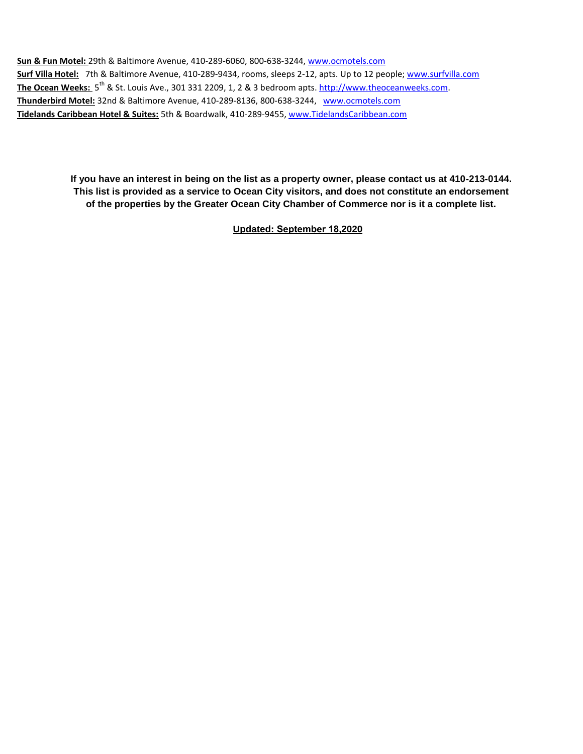**Sun & Fun Motel:** 29th & Baltimore Avenue, 410-289-6060, 800-638-3244, www.ocmotels.com

**Surf Villa Hotel:** 7th & Baltimore Avenue, 410-289-9434, rooms, sleeps 2-12, apts. Up to 12 people; www.surfvilla.com

**The Ocean Weeks:** 5th & St. Louis Ave., 301 331 2209, 1, 2 & 3 bedroom apts. http://www.theoceanweeks.com.

**Thunderbird Motel:** 32nd & Baltimore Avenue, 410-289-8136, 800-638-3244, www.ocmotels.com

**Tidelands Caribbean Hotel & Suites:** 5th & Boardwalk, 410-289-9455, www.TidelandsCaribbean.com

**If you have an interest in being on the list as a property owner, please contact us at 410-213-0144. This list is provided as a service to Ocean City visitors, and does not constitute an endorsement of the properties by the Greater Ocean City Chamber of Commerce nor is it a complete list.**

**Updated: September 18,2020**